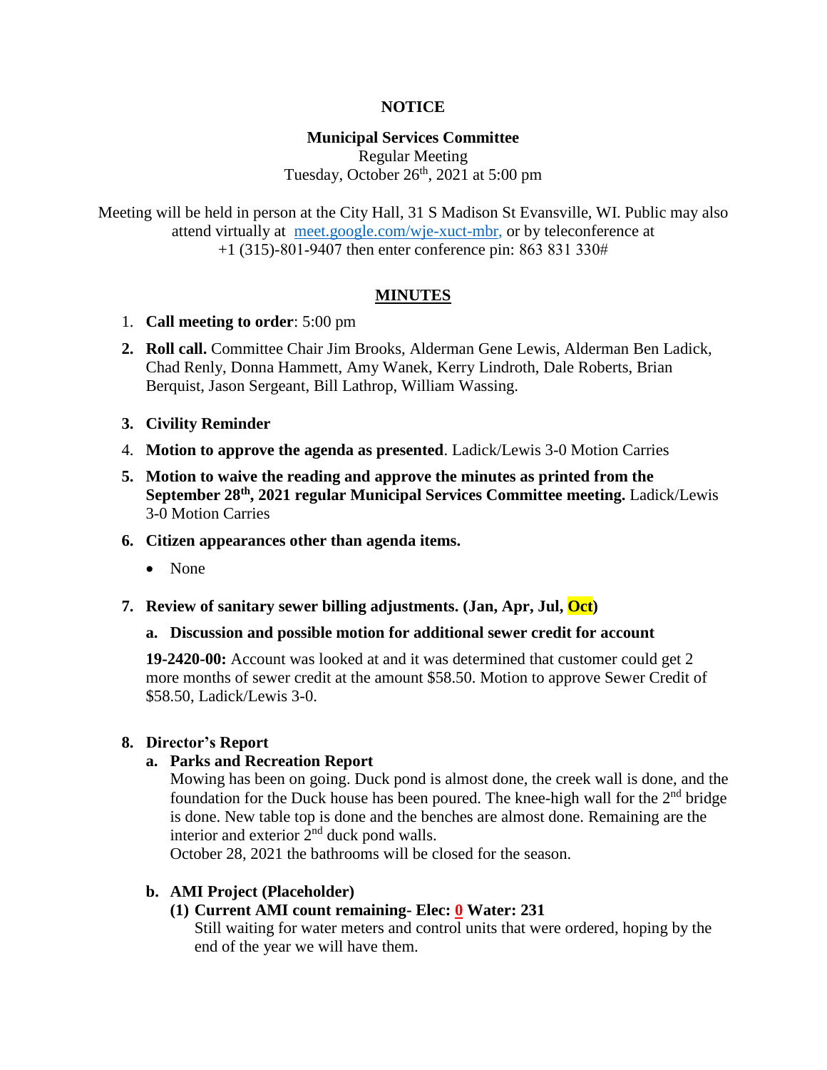**NOTICE**

**Municipal Services Committee**
Regular Meeting
Tuesday, October 26th, 2021 at 5:00 pm

Meeting will be held in person at the City Hall, 31 S Madison St Evansville, WI. Public may also attend virtually at meet.google.com/wje-xuct-mbr, or by teleconference at +1 (315)-801-9407 then enter conference pin: 863 831 330#

## MINUTES

1. **Call meeting to order**: 5:00 pm
2. **Roll call.** Committee Chair Jim Brooks, Alderman Gene Lewis, Alderman Ben Ladick, Chad Renly, Donna Hammett, Amy Wanek, Kerry Lindroth, Dale Roberts, Brian Berquist, Jason Sergeant, Bill Lathrop, William Wassing.
3. **Civility Reminder**
4. **Motion to approve the agenda as presented**. Ladick/Lewis 3-0 Motion Carries
5. **Motion to waive the reading and approve the minutes as printed from the September 28th, 2021 regular Municipal Services Committee meeting.** Ladick/Lewis 3-0 Motion Carries
6. **Citizen appearances other than agenda items.**
   - None
7. **Review of sanitary sewer billing adjustments. (Jan, Apr, Jul, Oct)**
   a. **Discussion and possible motion for additional sewer credit for account**

   **19-2420-00:** Account was looked at and it was determined that customer could get 2 more months of sewer credit at the amount $58.50. Motion to approve Sewer Credit of $58.50, Ladick/Lewis 3-0.

8. **Director's Report**
   a. **Parks and Recreation Report**
   Mowing has been on going. Duck pond is almost done, the creek wall is done, and the foundation for the Duck house has been poured. The knee-high wall for the 2nd bridge is done. New table top is done and the benches are almost done. Remaining are the interior and exterior 2nd duck pond walls.
   October 28, 2021 the bathrooms will be closed for the season.

   b. **AMI Project (Placeholder)**
      (1) **Current AMI count remaining- Elec: 0 Water: 231**
      Still waiting for water meters and control units that were ordered, hoping by the end of the year we will have them.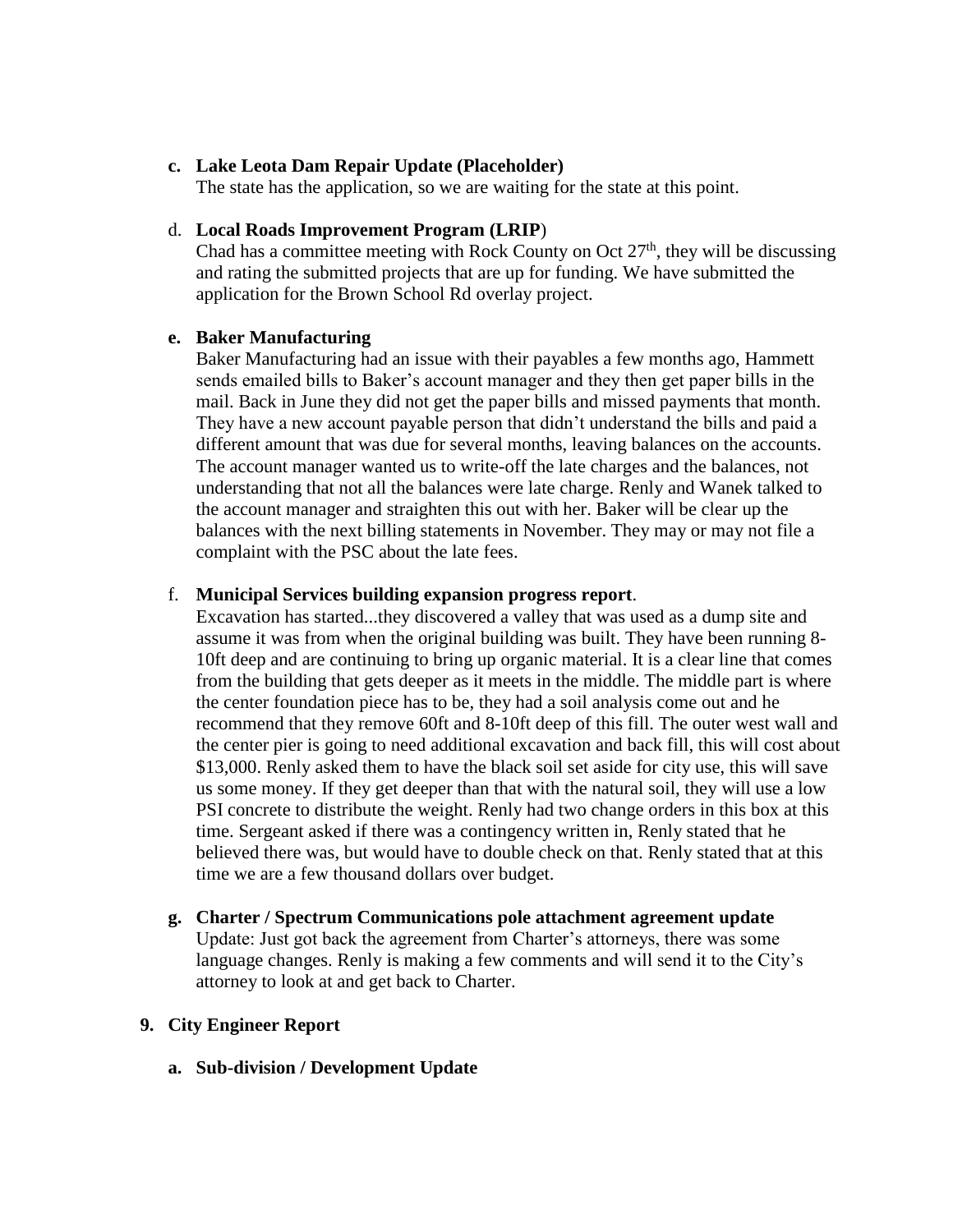c. **Lake Leota Dam Repair Update (Placeholder)**
   The state has the application, so we are waiting for the state at this point.

d. **Local Roads Improvement Program (LRIP)**
   Chad has a committee meeting with Rock County on Oct 27th, they will be discussing and rating the submitted projects that are up for funding. We have submitted the application for the Brown School Rd overlay project.

e. **Baker Manufacturing**
   Baker Manufacturing had an issue with their payables a few months ago, Hammett sends emailed bills to Baker's account manager and they then get paper bills in the mail. Back in June they did not get the paper bills and missed payments that month. They have a new account payable person that didn't understand the bills and paid a different amount that was due for several months, leaving balances on the accounts. The account manager wanted us to write-off the late charges and the balances, not understanding that not all the balances were late charge. Renly and Wanek talked to the account manager and straighten this out with her. Baker will be clear up the balances with the next billing statements in November. They may or may not file a complaint with the PSC about the late fees.

f. **Municipal Services building expansion progress report**.
   Excavation has started...they discovered a valley that was used as a dump site and assume it was from when the original building was built. They have been running 8-10ft deep and are continuing to bring up organic material. It is a clear line that comes from the building that gets deeper as it meets in the middle. The middle part is where the center foundation piece has to be, they had a soil analysis come out and he recommend that they remove 60ft and 8-10ft deep of this fill. The outer west wall and the center pier is going to need additional excavation and back fill, this will cost about $13,000. Renly asked them to have the black soil set aside for city use, this will save us some money. If they get deeper than that with the natural soil, they will use a low PSI concrete to distribute the weight. Renly had two change orders in this box at this time. Sergeant asked if there was a contingency written in, Renly stated that he believed there was, but would have to double check on that. Renly stated that at this time we are a few thousand dollars over budget.

g. **Charter / Spectrum Communications pole attachment agreement update**
   Update: Just got back the agreement from Charter's attorneys, there was some language changes. Renly is making a few comments and will send it to the City's attorney to look at and get back to Charter.

## 9. City Engineer Report

a. **Sub-division / Development Update**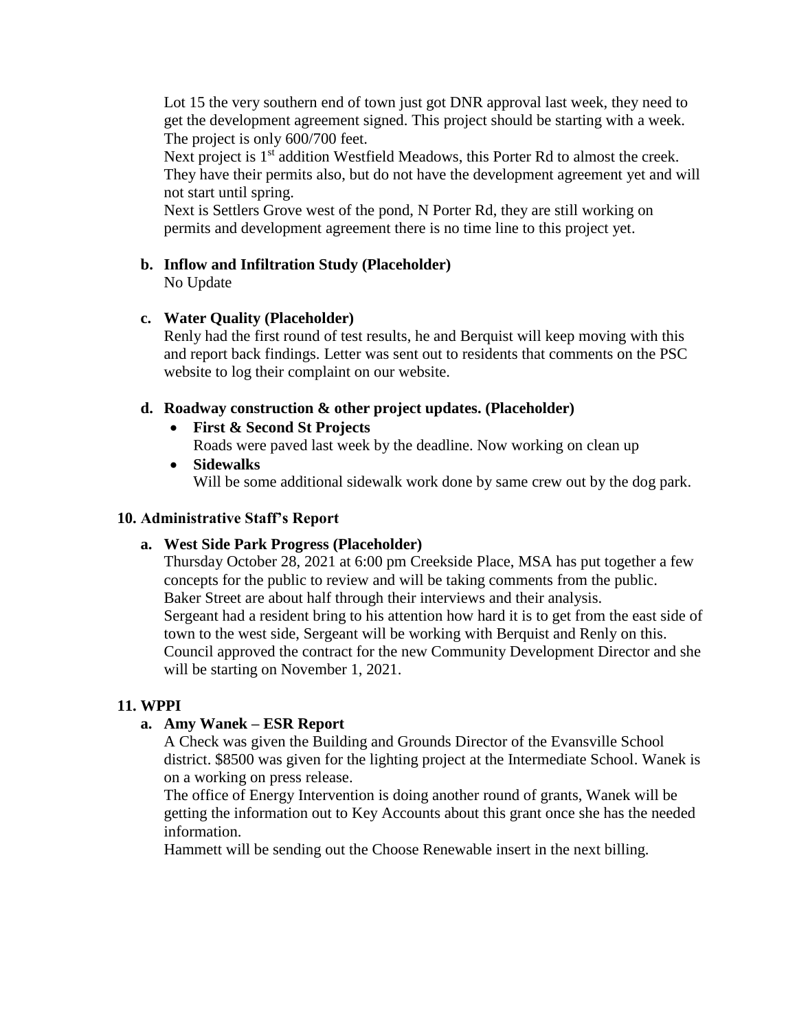Lot 15 the very southern end of town just got DNR approval last week, they need to get the development agreement signed. This project should be starting with a week. The project is only 600/700 feet.
Next project is 1st addition Westfield Meadows, this Porter Rd to almost the creek. They have their permits also, but do not have the development agreement yet and will not start until spring.
Next is Settlers Grove west of the pond, N Porter Rd, they are still working on permits and development agreement there is no time line to this project yet.

**b. Inflow and Infiltration Study (Placeholder)**
No Update

**c. Water Quality (Placeholder)**
Renly had the first round of test results, he and Berquist will keep moving with this and report back findings. Letter was sent out to residents that comments on the PSC website to log their complaint on our website.

**d. Roadway construction & other project updates. (Placeholder)**

- **First & Second St Projects**
  Roads were paved last week by the deadline. Now working on clean up
- **Sidewalks**
  Will be some additional sidewalk work done by same crew out by the dog park.

**10. Administrative Staff's Report**

**a. West Side Park Progress (Placeholder)**
Thursday October 28, 2021 at 6:00 pm Creekside Place, MSA has put together a few concepts for the public to review and will be taking comments from the public.
Baker Street are about half through their interviews and their analysis.
Sergeant had a resident bring to his attention how hard it is to get from the east side of town to the west side, Sergeant will be working with Berquist and Renly on this.
Council approved the contract for the new Community Development Director and she will be starting on November 1, 2021.

**11. WPPI**

**a. Amy Wanek – ESR Report**
A Check was given the Building and Grounds Director of the Evansville School district. $8500 was given for the lighting project at the Intermediate School. Wanek is on a working on press release.
The office of Energy Intervention is doing another round of grants, Wanek will be getting the information out to Key Accounts about this grant once she has the needed information.
Hammett will be sending out the Choose Renewable insert in the next billing.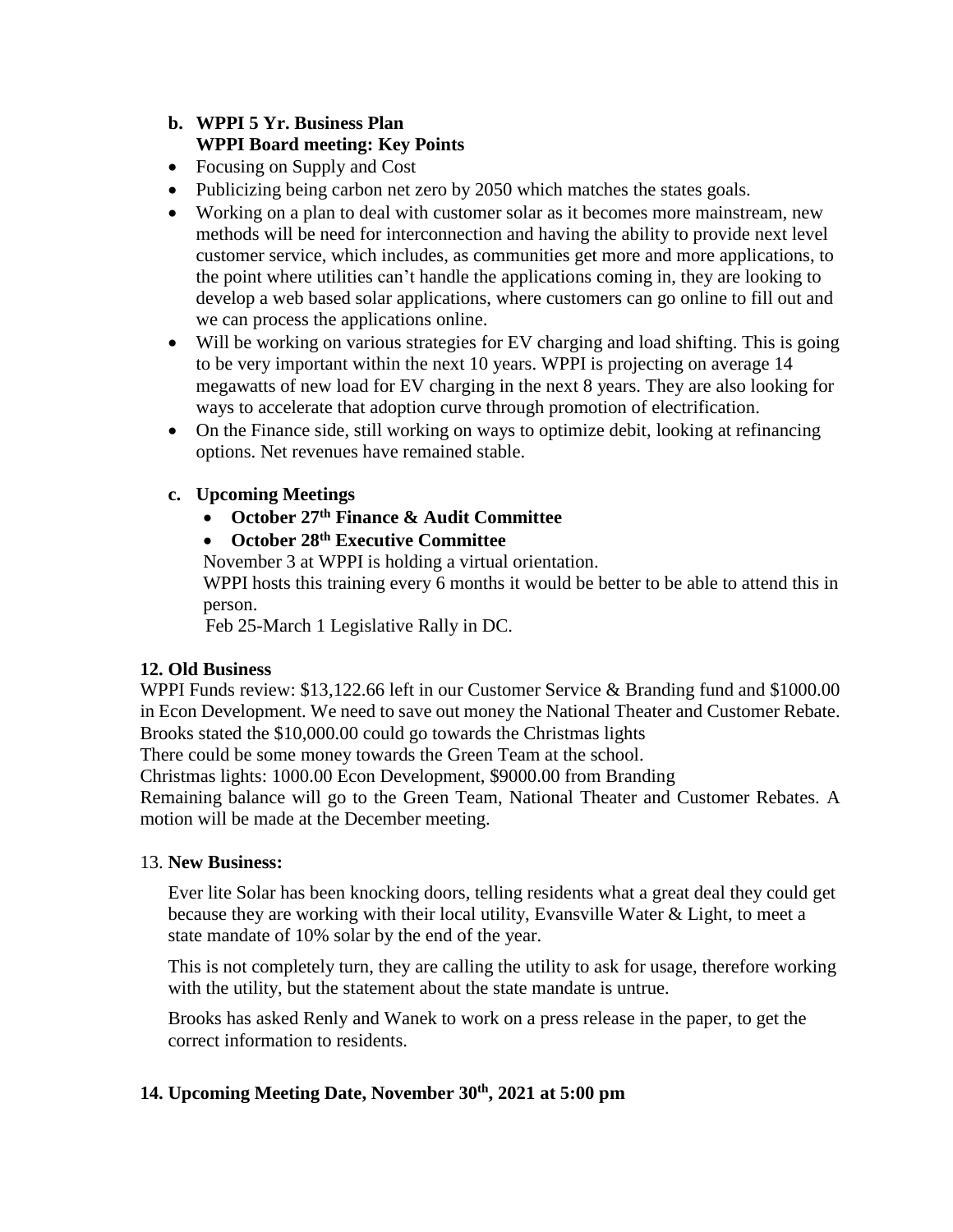**b. WPPI 5 Yr. Business Plan**
**WPPI Board meeting: Key Points**

- Focusing on Supply and Cost
- Publicizing being carbon net zero by 2050 which matches the states goals.
- Working on a plan to deal with customer solar as it becomes more mainstream, new methods will be need for interconnection and having the ability to provide next level customer service, which includes, as communities get more and more applications, to the point where utilities can't handle the applications coming in, they are looking to develop a web based solar applications, where customers can go online to fill out and we can process the applications online.
- Will be working on various strategies for EV charging and load shifting. This is going to be very important within the next 10 years. WPPI is projecting on average 14 megawatts of new load for EV charging in the next 8 years. They are also looking for ways to accelerate that adoption curve through promotion of electrification.
- On the Finance side, still working on ways to optimize debit, looking at refinancing options. Net revenues have remained stable.

**c. Upcoming Meetings**

- **October 27th Finance & Audit Committee**
- **October 28th Executive Committee**

November 3 at WPPI is holding a virtual orientation.
WPPI hosts this training every 6 months it would be better to be able to attend this in person.
Feb 25-March 1 Legislative Rally in DC.

**12. Old Business**

WPPI Funds review: $13,122.66 left in our Customer Service & Branding fund and $1000.00 in Econ Development. We need to save out money the National Theater and Customer Rebate. Brooks stated the $10,000.00 could go towards the Christmas lights
There could be some money towards the Green Team at the school.
Christmas lights: 1000.00 Econ Development, $9000.00 from Branding
Remaining balance will go to the Green Team, National Theater and Customer Rebates. A motion will be made at the December meeting.

13. **New Business:**

Ever lite Solar has been knocking doors, telling residents what a great deal they could get because they are working with their local utility, Evansville Water & Light, to meet a state mandate of 10% solar by the end of the year.

This is not completely turn, they are calling the utility to ask for usage, therefore working with the utility, but the statement about the state mandate is untrue.

Brooks has asked Renly and Wanek to work on a press release in the paper, to get the correct information to residents.

**14. Upcoming Meeting Date, November 30th, 2021 at 5:00 pm**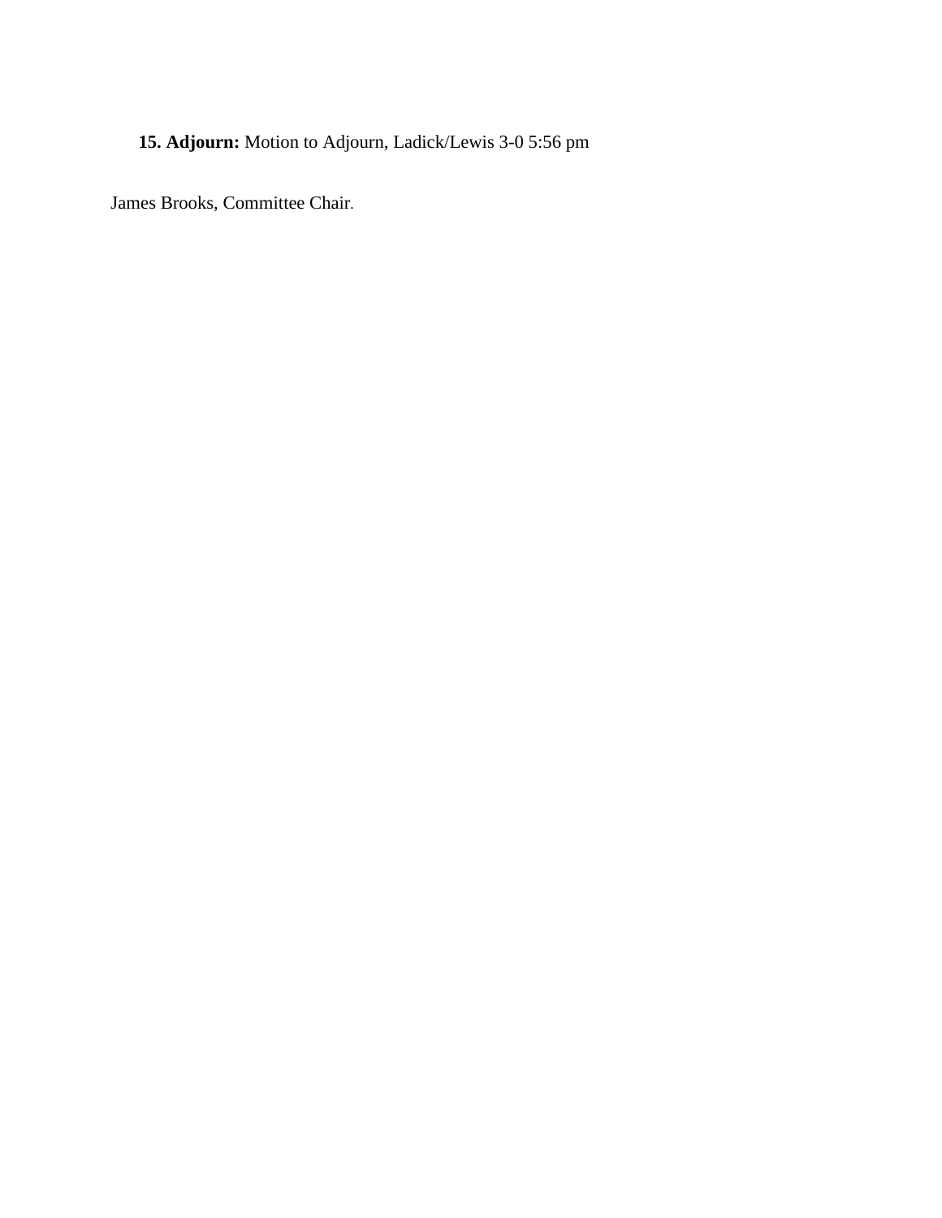**15. Adjourn:** Motion to Adjourn, Ladick/Lewis 3-0 5:56 pm

James Brooks, Committee Chair.